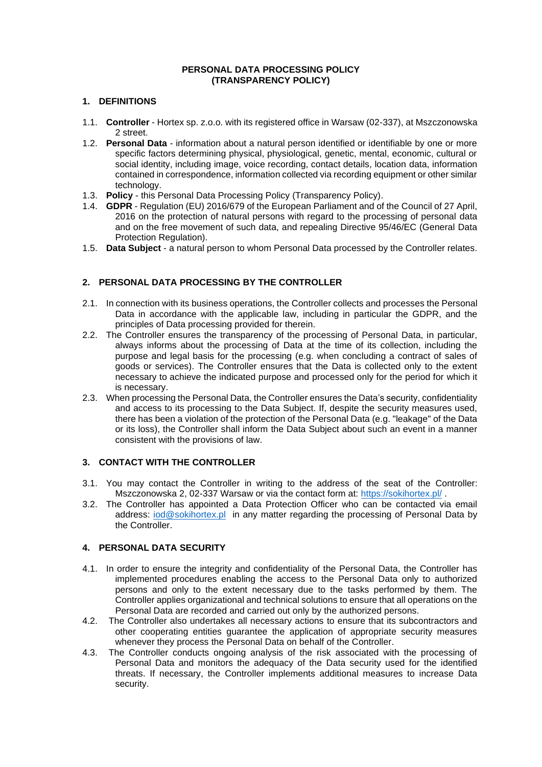**PERSONAL DATA PROCESSING POLICY**
**(TRANSPARENCY POLICY)**

## 1. DEFINITIONS

1.1. **Controller** - Hortex sp. z.o.o. with its registered office in Warsaw (02-337), at Mszczonowska 2 street.

1.2. **Personal Data** - information about a natural person identified or identifiable by one or more specific factors determining physical, physiological, genetic, mental, economic, cultural or social identity, including image, voice recording, contact details, location data, information contained in correspondence, information collected via recording equipment or other similar technology.

1.3. **Policy** - this Personal Data Processing Policy (Transparency Policy).

1.4. **GDPR** - Regulation (EU) 2016/679 of the European Parliament and of the Council of 27 April, 2016 on the protection of natural persons with regard to the processing of personal data and on the free movement of such data, and repealing Directive 95/46/EC (General Data Protection Regulation).

1.5. **Data Subject** - a natural person to whom Personal Data processed by the Controller relates.

## 2. PERSONAL DATA PROCESSING BY THE CONTROLLER

2.1. In connection with its business operations, the Controller collects and processes the Personal Data in accordance with the applicable law, including in particular the GDPR, and the principles of Data processing provided for therein.

2.2. The Controller ensures the transparency of the processing of Personal Data, in particular, always informs about the processing of Data at the time of its collection, including the purpose and legal basis for the processing (e.g. when concluding a contract of sales of goods or services). The Controller ensures that the Data is collected only to the extent necessary to achieve the indicated purpose and processed only for the period for which it is necessary.

2.3. When processing the Personal Data, the Controller ensures the Data's security, confidentiality and access to its processing to the Data Subject. If, despite the security measures used, there has been a violation of the protection of the Personal Data (e.g. "leakage" of the Data or its loss), the Controller shall inform the Data Subject about such an event in a manner consistent with the provisions of law.

## 3. CONTACT WITH THE CONTROLLER

3.1. You may contact the Controller in writing to the address of the seat of the Controller: Mszczonowska 2, 02-337 Warsaw or via the contact form at: https://sokihortex.pl/ .

3.2. The Controller has appointed a Data Protection Officer who can be contacted via email address: iod@sokihortex.pl in any matter regarding the processing of Personal Data by the Controller.

## 4. PERSONAL DATA SECURITY

4.1. In order to ensure the integrity and confidentiality of the Personal Data, the Controller has implemented procedures enabling the access to the Personal Data only to authorized persons and only to the extent necessary due to the tasks performed by them. The Controller applies organizational and technical solutions to ensure that all operations on the Personal Data are recorded and carried out only by the authorized persons.

4.2. The Controller also undertakes all necessary actions to ensure that its subcontractors and other cooperating entities guarantee the application of appropriate security measures whenever they process the Personal Data on behalf of the Controller.

4.3. The Controller conducts ongoing analysis of the risk associated with the processing of Personal Data and monitors the adequacy of the Data security used for the identified threats. If necessary, the Controller implements additional measures to increase Data security.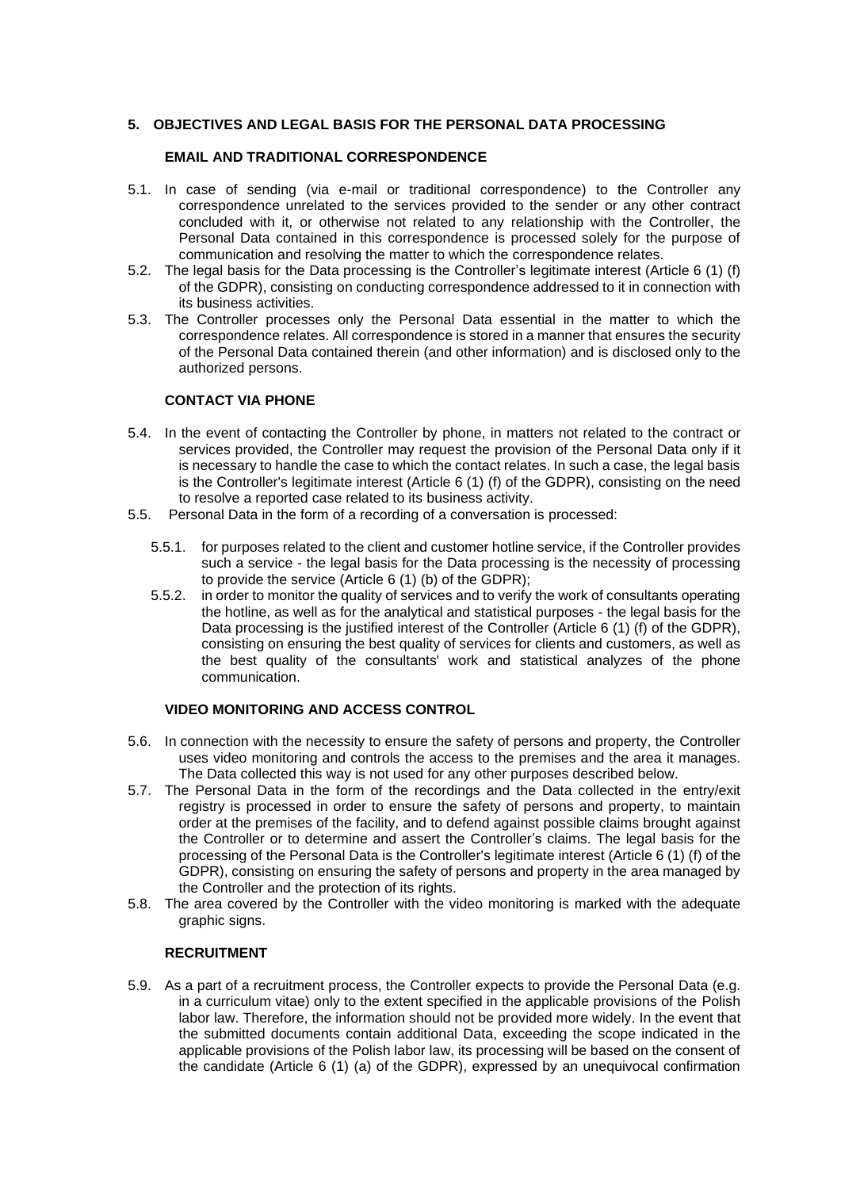## 5. OBJECTIVES AND LEGAL BASIS FOR THE PERSONAL DATA PROCESSING

### EMAIL AND TRADITIONAL CORRESPONDENCE

5.1. In case of sending (via e-mail or traditional correspondence) to the Controller any correspondence unrelated to the services provided to the sender or any other contract concluded with it, or otherwise not related to any relationship with the Controller, the Personal Data contained in this correspondence is processed solely for the purpose of communication and resolving the matter to which the correspondence relates.

5.2. The legal basis for the Data processing is the Controller's legitimate interest (Article 6 (1) (f) of the GDPR), consisting on conducting correspondence addressed to it in connection with its business activities.

5.3. The Controller processes only the Personal Data essential in the matter to which the correspondence relates. All correspondence is stored in a manner that ensures the security of the Personal Data contained therein (and other information) and is disclosed only to the authorized persons.

### CONTACT VIA PHONE

5.4. In the event of contacting the Controller by phone, in matters not related to the contract or services provided, the Controller may request the provision of the Personal Data only if it is necessary to handle the case to which the contact relates. In such a case, the legal basis is the Controller's legitimate interest (Article 6 (1) (f) of the GDPR), consisting on the need to resolve a reported case related to its business activity.

5.5. Personal Data in the form of a recording of a conversation is processed:

5.5.1. for purposes related to the client and customer hotline service, if the Controller provides such a service - the legal basis for the Data processing is the necessity of processing to provide the service (Article 6 (1) (b) of the GDPR);

5.5.2. in order to monitor the quality of services and to verify the work of consultants operating the hotline, as well as for the analytical and statistical purposes - the legal basis for the Data processing is the justified interest of the Controller (Article 6 (1) (f) of the GDPR), consisting on ensuring the best quality of services for clients and customers, as well as the best quality of the consultants' work and statistical analyzes of the phone communication.

### VIDEO MONITORING AND ACCESS CONTROL

5.6. In connection with the necessity to ensure the safety of persons and property, the Controller uses video monitoring and controls the access to the premises and the area it manages. The Data collected this way is not used for any other purposes described below.

5.7. The Personal Data in the form of the recordings and the Data collected in the entry/exit registry is processed in order to ensure the safety of persons and property, to maintain order at the premises of the facility, and to defend against possible claims brought against the Controller or to determine and assert the Controller's claims. The legal basis for the processing of the Personal Data is the Controller's legitimate interest (Article 6 (1) (f) of the GDPR), consisting on ensuring the safety of persons and property in the area managed by the Controller and the protection of its rights.

5.8. The area covered by the Controller with the video monitoring is marked with the adequate graphic signs.

### RECRUITMENT

5.9. As a part of a recruitment process, the Controller expects to provide the Personal Data (e.g. in a curriculum vitae) only to the extent specified in the applicable provisions of the Polish labor law. Therefore, the information should not be provided more widely. In the event that the submitted documents contain additional Data, exceeding the scope indicated in the applicable provisions of the Polish labor law, its processing will be based on the consent of the candidate (Article 6 (1) (a) of the GDPR), expressed by an unequivocal confirmation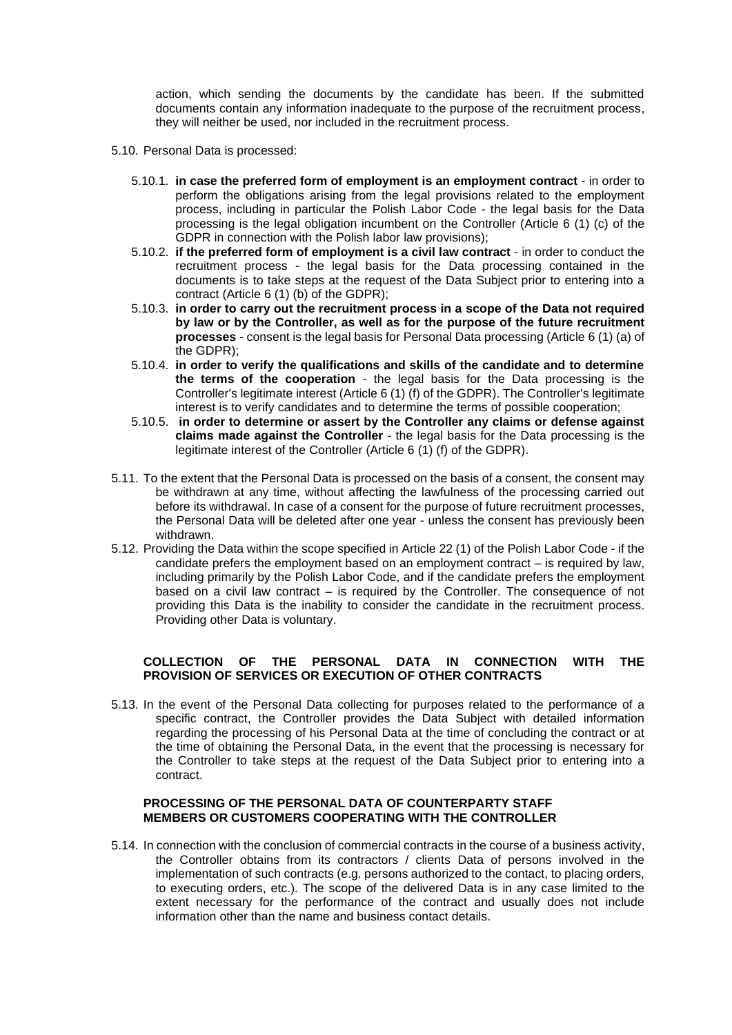action, which sending the documents by the candidate has been. If the submitted documents contain any information inadequate to the purpose of the recruitment process, they will neither be used, nor included in the recruitment process.

5.10. Personal Data is processed:

5.10.1. **in case the preferred form of employment is an employment contract** - in order to perform the obligations arising from the legal provisions related to the employment process, including in particular the Polish Labor Code - the legal basis for the Data processing is the legal obligation incumbent on the Controller (Article 6 (1) (c) of the GDPR in connection with the Polish labor law provisions);

5.10.2. **if the preferred form of employment is a civil law contract** - in order to conduct the recruitment process - the legal basis for the Data processing contained in the documents is to take steps at the request of the Data Subject prior to entering into a contract (Article 6 (1) (b) of the GDPR);

5.10.3. **in order to carry out the recruitment process in a scope of the Data not required by law or by the Controller, as well as for the purpose of the future recruitment processes** - consent is the legal basis for Personal Data processing (Article 6 (1) (a) of the GDPR);

5.10.4. **in order to verify the qualifications and skills of the candidate and to determine the terms of the cooperation** - the legal basis for the Data processing is the Controller's legitimate interest (Article 6 (1) (f) of the GDPR). The Controller's legitimate interest is to verify candidates and to determine the terms of possible cooperation;

5.10.5. **in order to determine or assert by the Controller any claims or defense against claims made against the Controller** - the legal basis for the Data processing is the legitimate interest of the Controller (Article 6 (1) (f) of the GDPR).

5.11. To the extent that the Personal Data is processed on the basis of a consent, the consent may be withdrawn at any time, without affecting the lawfulness of the processing carried out before its withdrawal. In case of a consent for the purpose of future recruitment processes, the Personal Data will be deleted after one year - unless the consent has previously been withdrawn.

5.12. Providing the Data within the scope specified in Article 22 (1) of the Polish Labor Code - if the candidate prefers the employment based on an employment contract – is required by law, including primarily the Polish Labor Code, and if the candidate prefers the employment based on a civil law contract – is required by the Controller. The consequence of not providing this Data is the inability to consider the candidate in the recruitment process. Providing other Data is voluntary.

**COLLECTION OF THE PERSONAL DATA IN CONNECTION WITH THE PROVISION OF SERVICES OR EXECUTION OF OTHER CONTRACTS**

5.13. In the event of the Personal Data collecting for purposes related to the performance of a specific contract, the Controller provides the Data Subject with detailed information regarding the processing of his Personal Data at the time of concluding the contract or at the time of obtaining the Personal Data, in the event that the processing is necessary for the Controller to take steps at the request of the Data Subject prior to entering into a contract.

**PROCESSING OF THE PERSONAL DATA OF COUNTERPARTY STAFF MEMBERS OR CUSTOMERS COOPERATING WITH THE CONTROLLER**

5.14. In connection with the conclusion of commercial contracts in the course of a business activity, the Controller obtains from its contractors / clients Data of persons involved in the implementation of such contracts (e.g. persons authorized to the contact, to placing orders, to executing orders, etc.). The scope of the delivered Data is in any case limited to the extent necessary for the performance of the contract and usually does not include information other than the name and business contact details.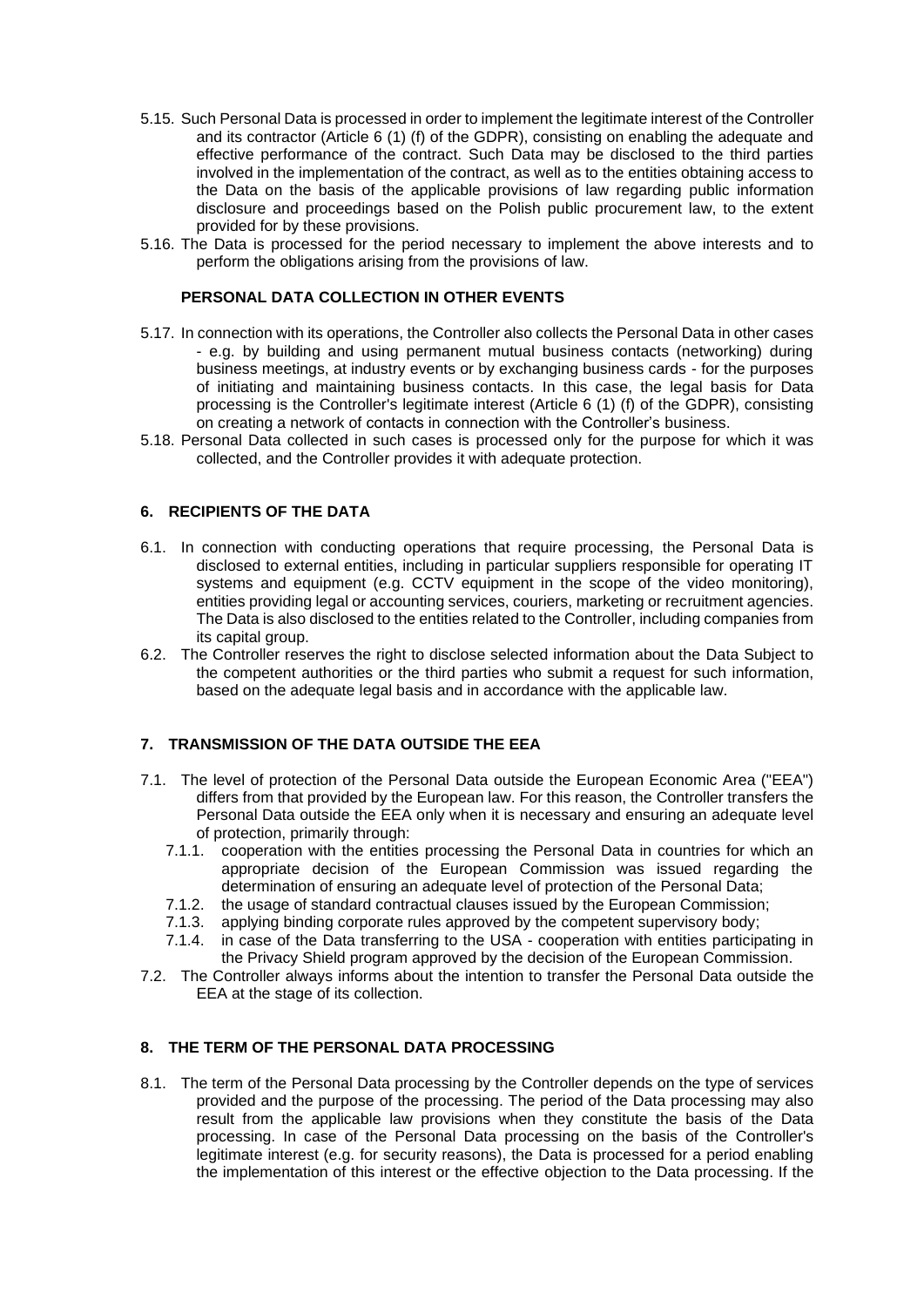5.15. Such Personal Data is processed in order to implement the legitimate interest of the Controller and its contractor (Article 6 (1) (f) of the GDPR), consisting on enabling the adequate and effective performance of the contract. Such Data may be disclosed to the third parties involved in the implementation of the contract, as well as to the entities obtaining access to the Data on the basis of the applicable provisions of law regarding public information disclosure and proceedings based on the Polish public procurement law, to the extent provided for by these provisions.

5.16. The Data is processed for the period necessary to implement the above interests and to perform the obligations arising from the provisions of law.

**PERSONAL DATA COLLECTION IN OTHER EVENTS**

5.17. In connection with its operations, the Controller also collects the Personal Data in other cases - e.g. by building and using permanent mutual business contacts (networking) during business meetings, at industry events or by exchanging business cards - for the purposes of initiating and maintaining business contacts. In this case, the legal basis for Data processing is the Controller's legitimate interest (Article 6 (1) (f) of the GDPR), consisting on creating a network of contacts in connection with the Controller's business.

5.18. Personal Data collected in such cases is processed only for the purpose for which it was collected, and the Controller provides it with adequate protection.

## 6. RECIPIENTS OF THE DATA

6.1. In connection with conducting operations that require processing, the Personal Data is disclosed to external entities, including in particular suppliers responsible for operating IT systems and equipment (e.g. CCTV equipment in the scope of the video monitoring), entities providing legal or accounting services, couriers, marketing or recruitment agencies. The Data is also disclosed to the entities related to the Controller, including companies from its capital group.

6.2. The Controller reserves the right to disclose selected information about the Data Subject to the competent authorities or the third parties who submit a request for such information, based on the adequate legal basis and in accordance with the applicable law.

## 7. TRANSMISSION OF THE DATA OUTSIDE THE EEA

7.1. The level of protection of the Personal Data outside the European Economic Area ("EEA") differs from that provided by the European law. For this reason, the Controller transfers the Personal Data outside the EEA only when it is necessary and ensuring an adequate level of protection, primarily through:

- 7.1.1. cooperation with the entities processing the Personal Data in countries for which an appropriate decision of the European Commission was issued regarding the determination of ensuring an adequate level of protection of the Personal Data;
- 7.1.2. the usage of standard contractual clauses issued by the European Commission;
- 7.1.3. applying binding corporate rules approved by the competent supervisory body;
- 7.1.4. in case of the Data transferring to the USA - cooperation with entities participating in the Privacy Shield program approved by the decision of the European Commission.

7.2. The Controller always informs about the intention to transfer the Personal Data outside the EEA at the stage of its collection.

## 8. THE TERM OF THE PERSONAL DATA PROCESSING

8.1. The term of the Personal Data processing by the Controller depends on the type of services provided and the purpose of the processing. The period of the Data processing may also result from the applicable law provisions when they constitute the basis of the Data processing. In case of the Personal Data processing on the basis of the Controller's legitimate interest (e.g. for security reasons), the Data is processed for a period enabling the implementation of this interest or the effective objection to the Data processing. If the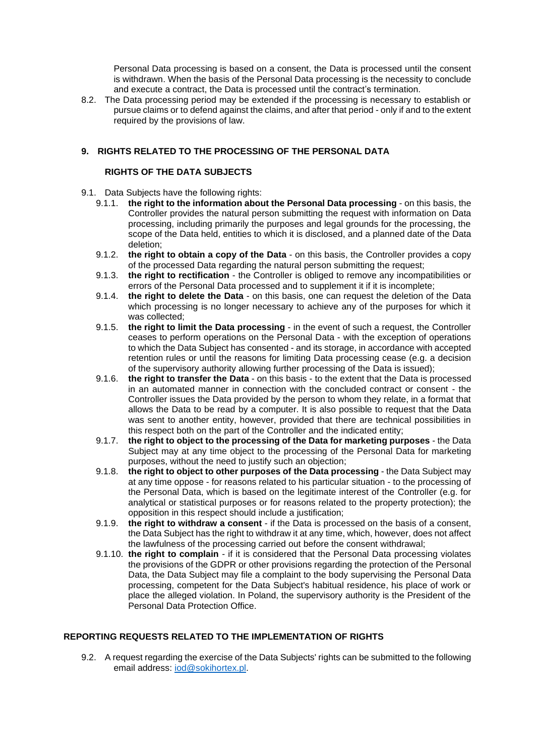Personal Data processing is based on a consent, the Data is processed until the consent is withdrawn. When the basis of the Personal Data processing is the necessity to conclude and execute a contract, the Data is processed until the contract's termination.

8.2. The Data processing period may be extended if the processing is necessary to establish or pursue claims or to defend against the claims, and after that period - only if and to the extent required by the provisions of law.

## 9. RIGHTS RELATED TO THE PROCESSING OF THE PERSONAL DATA

### RIGHTS OF THE DATA SUBJECTS

9.1. Data Subjects have the following rights:

- 9.1.1. **the right to the information about the Personal Data processing** - on this basis, the Controller provides the natural person submitting the request with information on Data processing, including primarily the purposes and legal grounds for the processing, the scope of the Data held, entities to which it is disclosed, and a planned date of the Data deletion;
- 9.1.2. **the right to obtain a copy of the Data** - on this basis, the Controller provides a copy of the processed Data regarding the natural person submitting the request;
- 9.1.3. **the right to rectification** - the Controller is obliged to remove any incompatibilities or errors of the Personal Data processed and to supplement it if it is incomplete;
- 9.1.4. **the right to delete the Data** - on this basis, one can request the deletion of the Data which processing is no longer necessary to achieve any of the purposes for which it was collected;
- 9.1.5. **the right to limit the Data processing** - in the event of such a request, the Controller ceases to perform operations on the Personal Data - with the exception of operations to which the Data Subject has consented - and its storage, in accordance with accepted retention rules or until the reasons for limiting Data processing cease (e.g. a decision of the supervisory authority allowing further processing of the Data is issued);
- 9.1.6. **the right to transfer the Data** - on this basis - to the extent that the Data is processed in an automated manner in connection with the concluded contract or consent - the Controller issues the Data provided by the person to whom they relate, in a format that allows the Data to be read by a computer. It is also possible to request that the Data was sent to another entity, however, provided that there are technical possibilities in this respect both on the part of the Controller and the indicated entity;
- 9.1.7. **the right to object to the processing of the Data for marketing purposes** - the Data Subject may at any time object to the processing of the Personal Data for marketing purposes, without the need to justify such an objection;
- 9.1.8. **the right to object to other purposes of the Data processing** - the Data Subject may at any time oppose - for reasons related to his particular situation - to the processing of the Personal Data, which is based on the legitimate interest of the Controller (e.g. for analytical or statistical purposes or for reasons related to the property protection); the opposition in this respect should include a justification;
- 9.1.9. **the right to withdraw a consent** - if the Data is processed on the basis of a consent, the Data Subject has the right to withdraw it at any time, which, however, does not affect the lawfulness of the processing carried out before the consent withdrawal;
- 9.1.10. **the right to complain** - if it is considered that the Personal Data processing violates the provisions of the GDPR or other provisions regarding the protection of the Personal Data, the Data Subject may file a complaint to the body supervising the Personal Data processing, competent for the Data Subject's habitual residence, his place of work or place the alleged violation. In Poland, the supervisory authority is the President of the Personal Data Protection Office.

### REPORTING REQUESTS RELATED TO THE IMPLEMENTATION OF RIGHTS

9.2. A request regarding the exercise of the Data Subjects' rights can be submitted to the following email address: iod@sokihortex.pl.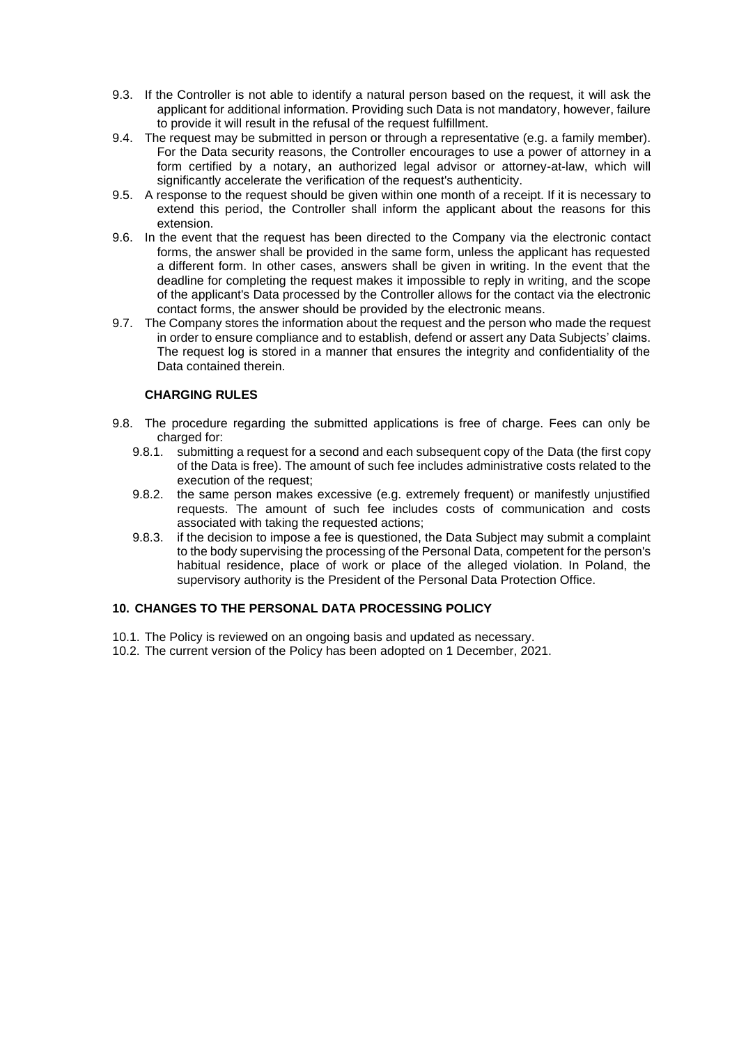9.3. If the Controller is not able to identify a natural person based on the request, it will ask the applicant for additional information. Providing such Data is not mandatory, however, failure to provide it will result in the refusal of the request fulfillment.

9.4. The request may be submitted in person or through a representative (e.g. a family member). For the Data security reasons, the Controller encourages to use a power of attorney in a form certified by a notary, an authorized legal advisor or attorney-at-law, which will significantly accelerate the verification of the request's authenticity.

9.5. A response to the request should be given within one month of a receipt. If it is necessary to extend this period, the Controller shall inform the applicant about the reasons for this extension.

9.6. In the event that the request has been directed to the Company via the electronic contact forms, the answer shall be provided in the same form, unless the applicant has requested a different form. In other cases, answers shall be given in writing. In the event that the deadline for completing the request makes it impossible to reply in writing, and the scope of the applicant's Data processed by the Controller allows for the contact via the electronic contact forms, the answer should be provided by the electronic means.

9.7. The Company stores the information about the request and the person who made the request in order to ensure compliance and to establish, defend or assert any Data Subjects' claims. The request log is stored in a manner that ensures the integrity and confidentiality of the Data contained therein.

**CHARGING RULES**

9.8. The procedure regarding the submitted applications is free of charge. Fees can only be charged for:

- 9.8.1. submitting a request for a second and each subsequent copy of the Data (the first copy of the Data is free). The amount of such fee includes administrative costs related to the execution of the request;
- 9.8.2. the same person makes excessive (e.g. extremely frequent) or manifestly unjustified requests. The amount of such fee includes costs of communication and costs associated with taking the requested actions;
- 9.8.3. if the decision to impose a fee is questioned, the Data Subject may submit a complaint to the body supervising the processing of the Personal Data, competent for the person's habitual residence, place of work or place of the alleged violation. In Poland, the supervisory authority is the President of the Personal Data Protection Office.

## 10. CHANGES TO THE PERSONAL DATA PROCESSING POLICY

10.1. The Policy is reviewed on an ongoing basis and updated as necessary.

10.2. The current version of the Policy has been adopted on 1 December, 2021.